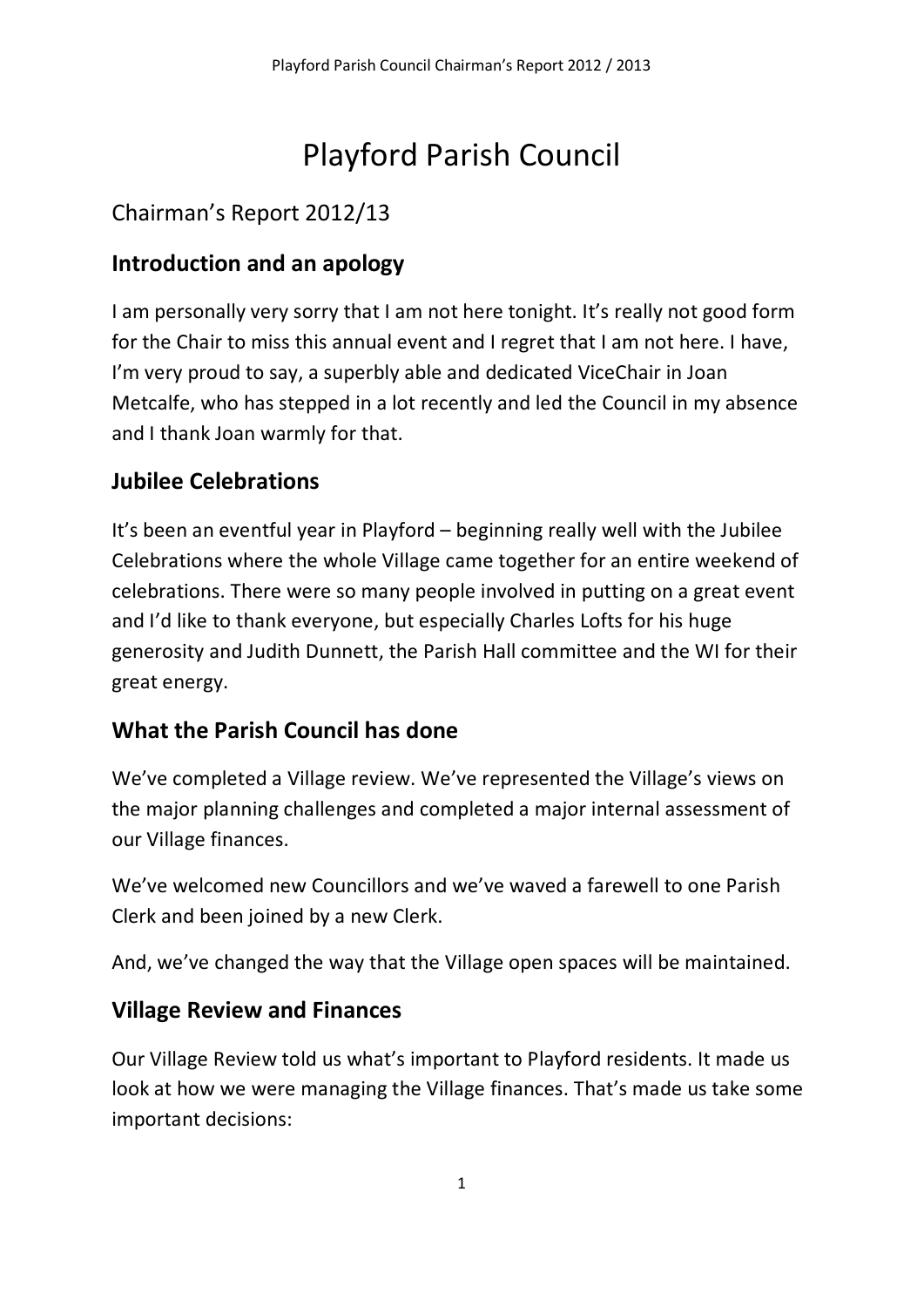# Playford Parish Council

## Chairman's Report 2012/13

### Introduction and an apology

I am personally very sorry that I am not here tonight. It's really not good form for the Chair to miss this annual event and I regret that I am not here. I have, I'm very proud to say, a superbly able and dedicated ViceChair in Joan Metcalfe, who has stepped in a lot recently and led the Council in my absence and I thank Joan warmly for that.

### Jubilee Celebrations

It's been an eventful year in Playford – beginning really well with the Jubilee Celebrations where the whole Village came together for an entire weekend of celebrations. There were so many people involved in putting on a great event and I'd like to thank everyone, but especially Charles Lofts for his huge generosity and Judith Dunnett, the Parish Hall committee and the WI for their great energy.

### What the Parish Council has done

We've completed a Village review. We've represented the Village's views on the major planning challenges and completed a major internal assessment of our Village finances.

We've welcomed new Councillors and we've waved a farewell to one Parish Clerk and been joined by a new Clerk.

And, we've changed the way that the Village open spaces will be maintained.

### Village Review and Finances

Our Village Review told us what's important to Playford residents. It made us look at how we were managing the Village finances. That's made us take some important decisions: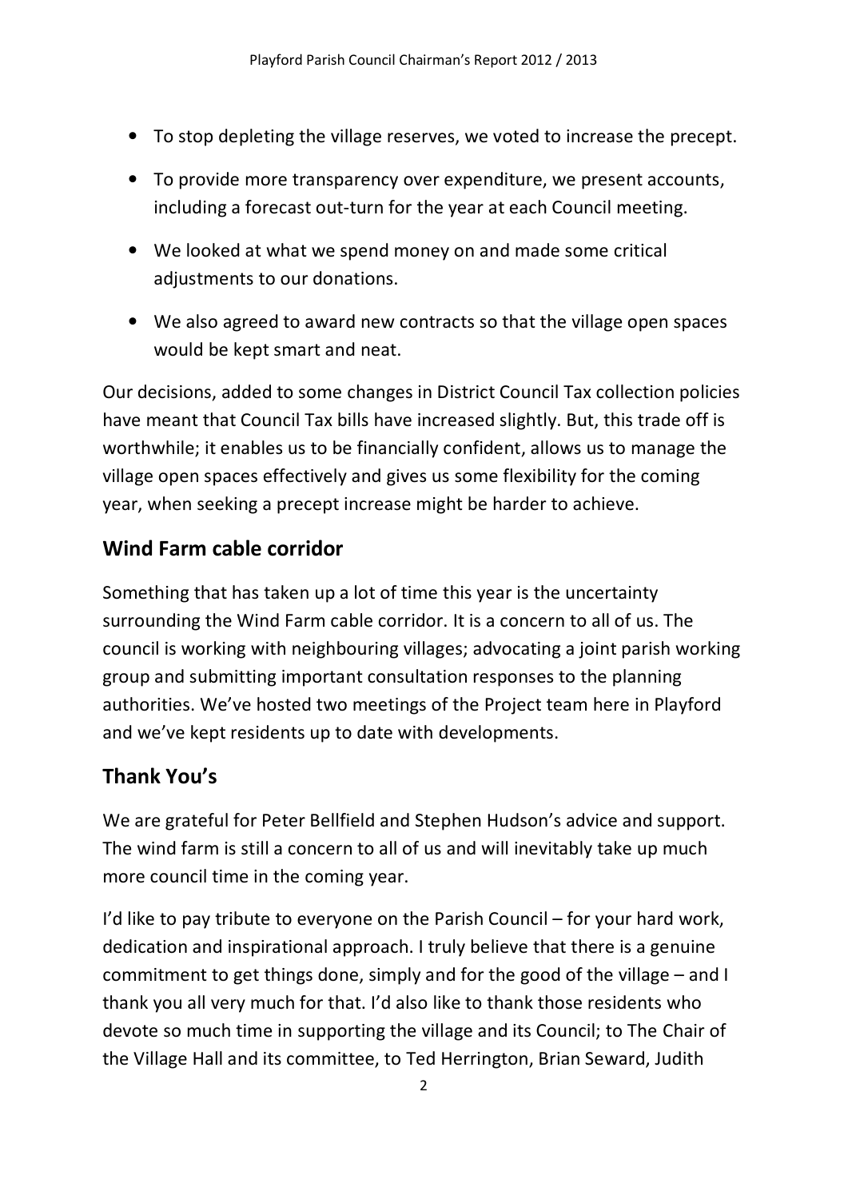- To stop depleting the village reserves, we voted to increase the precept.
- To provide more transparency over expenditure, we present accounts, including a forecast out-turn for the year at each Council meeting.
- We looked at what we spend money on and made some critical adjustments to our donations.
- We also agreed to award new contracts so that the village open spaces would be kept smart and neat.

Our decisions, added to some changes in District Council Tax collection policies have meant that Council Tax bills have increased slightly. But, this trade off is worthwhile; it enables us to be financially confident, allows us to manage the village open spaces effectively and gives us some flexibility for the coming year, when seeking a precept increase might be harder to achieve.

## Wind Farm cable corridor

Something that has taken up a lot of time this year is the uncertainty surrounding the Wind Farm cable corridor. It is a concern to all of us. The council is working with neighbouring villages; advocating a joint parish working group and submitting important consultation responses to the planning authorities. We've hosted two meetings of the Project team here in Playford and we've kept residents up to date with developments.

## Thank You's

We are grateful for Peter Bellfield and Stephen Hudson's advice and support. The wind farm is still a concern to all of us and will inevitably take up much more council time in the coming year.

I'd like to pay tribute to everyone on the Parish Council – for your hard work, dedication and inspirational approach. I truly believe that there is a genuine commitment to get things done, simply and for the good of the village – and I thank you all very much for that. I'd also like to thank those residents who devote so much time in supporting the village and its Council; to The Chair of the Village Hall and its committee, to Ted Herrington, Brian Seward, Judith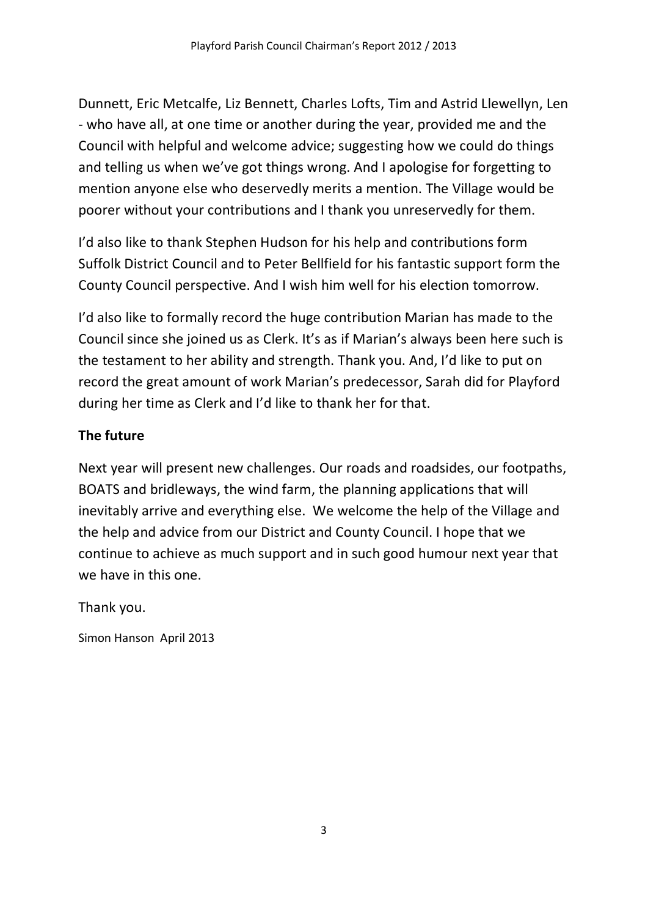Dunnett, Eric Metcalfe, Liz Bennett, Charles Lofts, Tim and Astrid Llewellyn, Len - who have all, at one time or another during the year, provided me and the Council with helpful and welcome advice; suggesting how we could do things and telling us when we've got things wrong. And I apologise for forgetting to mention anyone else who deservedly merits a mention. The Village would be poorer without your contributions and I thank you unreservedly for them.

I'd also like to thank Stephen Hudson for his help and contributions form Suffolk District Council and to Peter Bellfield for his fantastic support form the County Council perspective. And I wish him well for his election tomorrow.

I'd also like to formally record the huge contribution Marian has made to the Council since she joined us as Clerk. It's as if Marian's always been here such is the testament to her ability and strength. Thank you. And, I'd like to put on record the great amount of work Marian's predecessor, Sarah did for Playford during her time as Clerk and I'd like to thank her for that.

**The future**

Next year will present new challenges. Our roads and roadsides, our footpaths, BOATS and bridleways, the wind farm, the planning applications that will inevitably arrive and everything else. We welcome the help of the Village and the help and advice from our District and County Council. I hope that we continue to achieve as much support and in such good humour next year that we have in this one.

Thank you.

Simon Hanson April 2013